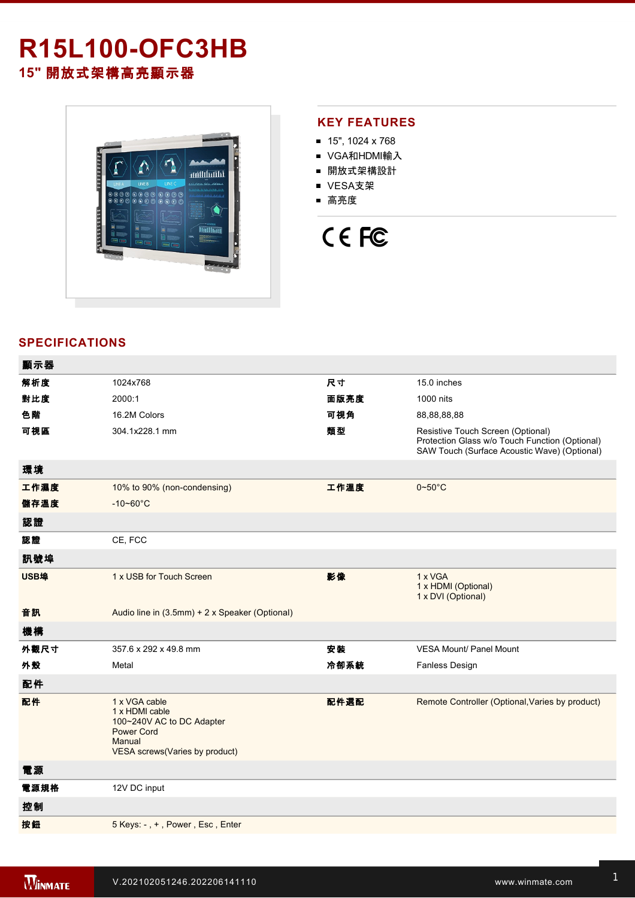# R15L100-OFC3HB

## 15" 開放式架構高亮顯示器

## KEY FEATURES

- 15", 1024 x 768
- VGA和HDMI輸入
- 開放式架構設計
- VESA支架
- 高亮度

## SPECIFICATIONS

| 顯示器 | | | |
|---|---|---|---|
| 解析度 | 1024x768 | 尺寸 | 15.0 inches |
| 對比度 | 2000:1 | 面版亮度 | 1000 nits |
| 色階 | 16.2M Colors | 可視角 | 88,88,88,88 |
| 可視區 | 304.1x228.1 mm | 類型 | Resistive Touch Screen (Optional)<br>Protection Glass w/o Touch Function (Optional)<br>SAW Touch (Surface Acoustic Wave) (Optional) |
| **環境** | | | |
| 工作濕度 | 10% to 90% (non-condensing) | 工作溫度 | 0~50°C |
| 儲存溫度 | -10~60°C | | |
| **認證** | | | |
| 認證 | CE, FCC | | |
| **訊號埠** | | | |
| USB埠 | 1 x USB for Touch Screen | 影像 | 1 x VGA<br>1 x HDMI (Optional)<br>1 x DVI (Optional) |
| 音訊 | Audio line in (3.5mm) + 2 x Speaker (Optional) | | |
| **機構** | | | |
| 外觀尺寸 | 357.6 x 292 x 49.8 mm | 安裝 | VESA Mount/ Panel Mount |
| 外殼 | Metal | 冷卻系統 | Fanless Design |
| **配件** | | | |
| 配件 | 1 x VGA cable<br>1 x HDMI cable<br>100~240V AC to DC Adapter<br>Power Cord<br>Manual<br>VESA screws(Varies by product) | 配件選配 | Remote Controller (Optional,Varies by product) |
| **電源** | | | |
| 電源規格 | 12V DC input | | |
| **控制** | | | |
| 按鈕 | 5 Keys: - , + , Power , Esc , Enter | | |

V.202102051246.202206141110

www.winmate.com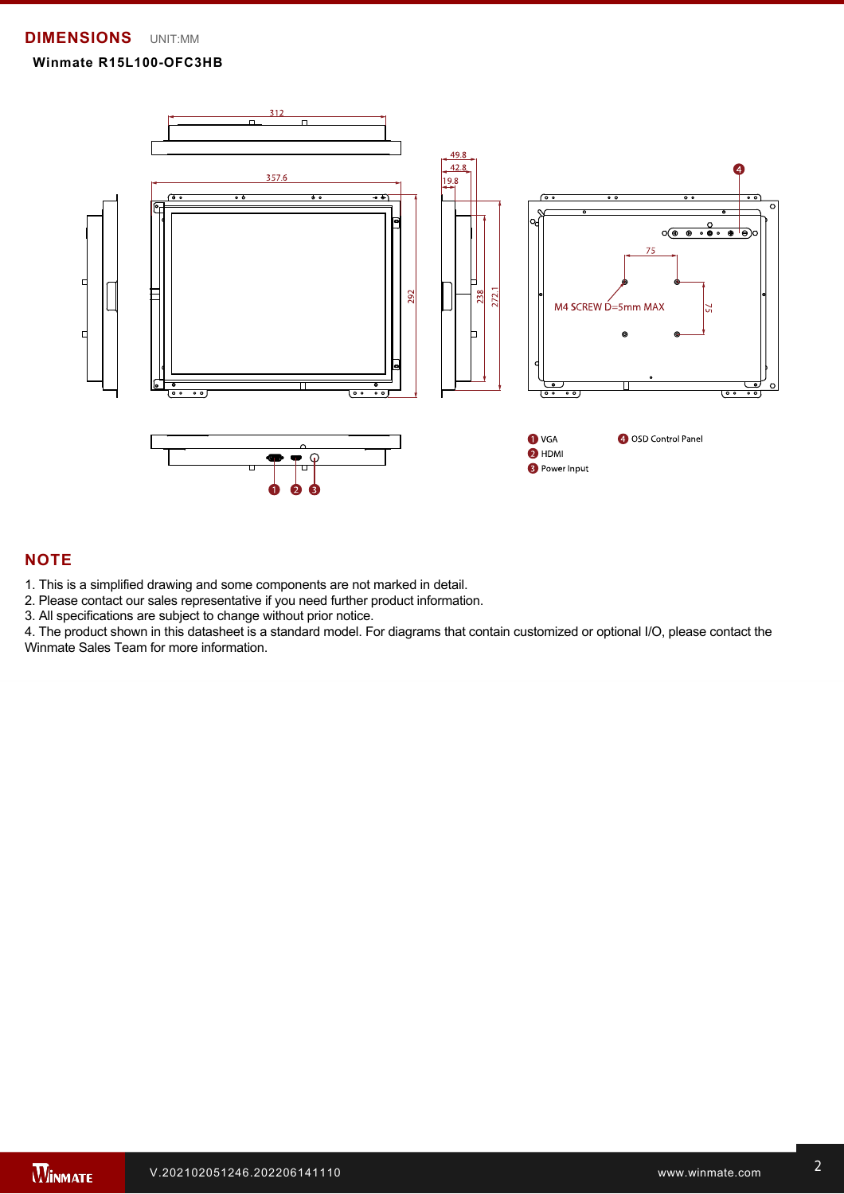## DIMENSIONS UNIT:MM

**Winmate R15L100-OFC3HB**

312
357.6
49.8
42.8
19.8
292
238
272.1
75
75
M4 SCREW D=5mm MAX

1 VGA
2 HDMI
3 Power Input
4 OSD Control Panel

## NOTE

1. This is a simplified drawing and some components are not marked in detail.
2. Please contact our sales representative if you need further product information.
3. All specifications are subject to change without prior notice.
4. The product shown in this datasheet is a standard model. For diagrams that contain customized or optional I/O, please contact the Winmate Sales Team for more information.